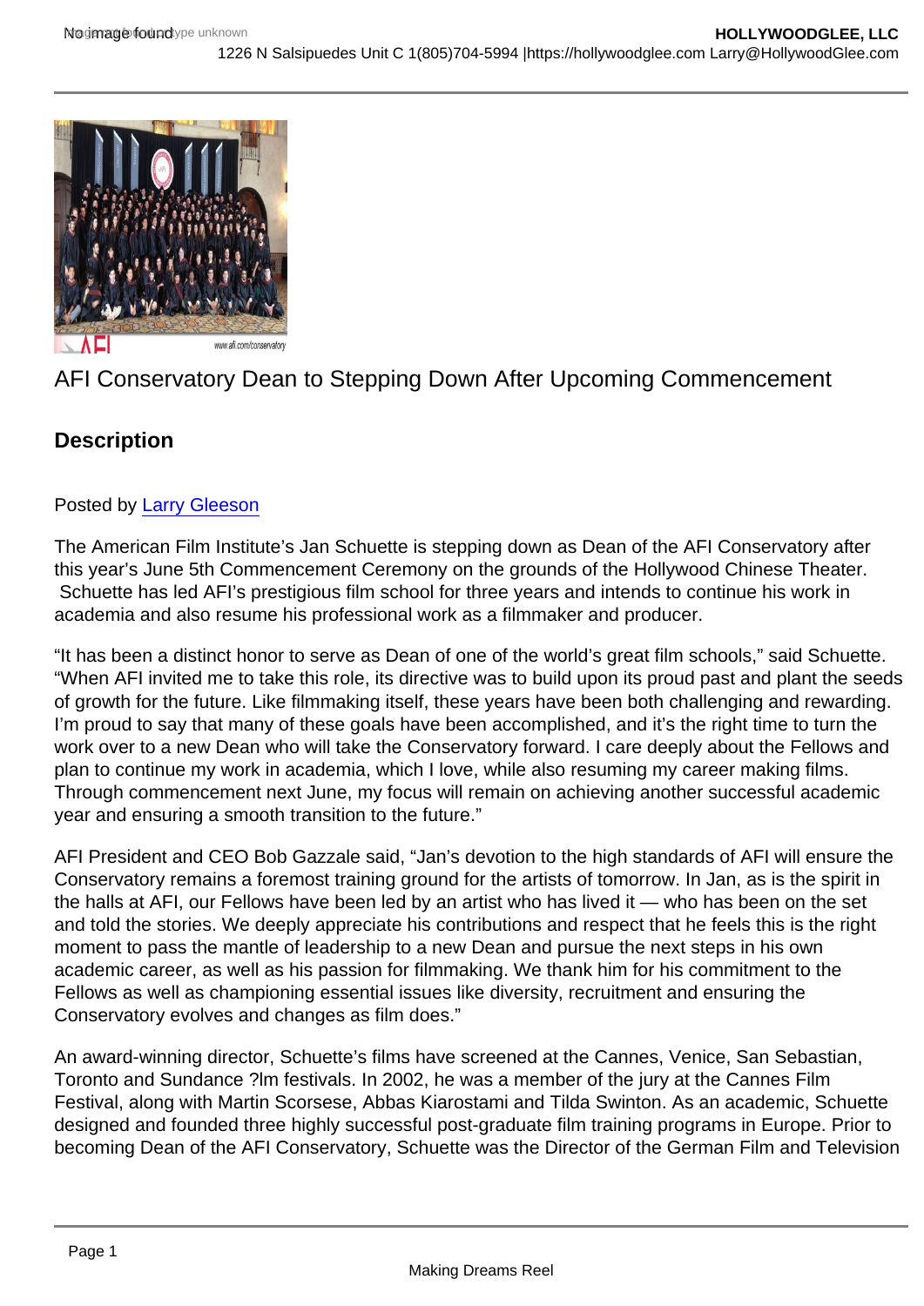# AFI Conservatory Dean to Stepping Down After Upcoming Commencement

## Description

Posted by Larry Gleeson

The American Film Institute's Jan Schuette is stepping down as Dean of the AFI Conservatory after this year's June 5th Commencement Ceremony on the grounds of the Hollywood Chinese Theater. Schuette has led AFI's prestigious film school for three years and intends to continue his work in academia and also resume his professional work as a filmmaker and producer.

"It has been a distinct honor to serve as Dean of one of the world's great film schools," said Schuette. "When AFI invited me to take this role, its directive was to build upon its proud past and plant the seeds of growth for the future. Like filmmaking itself, these years have been both challenging and rewarding. I'm proud to say that many of these goals have been accomplished, and it's the right time to turn the work over to a new Dean who will take the Conservatory forward. I care deeply about the Fellows and plan to continue my work in academia, which I love, while also resuming my career making films. Through commencement next June, my focus will remain on achieving another successful academic year and ensuring a smooth transition to the future."

AFI President and CEO Bob Gazzale said, "Jan's devotion to the high standards of AFI will ensure the Conservatory remains a foremost training ground for the artists of tomorrow. In Jan, as is the spirit in the halls at AFI, our Fellows have been led by an artist who has lived it — who has been on the set and told the stories. We deeply appreciate his contributions and respect that he feels this is the right moment to pass the mantle of leadership to a new Dean and pursue the next steps in his own academic career, as well as his passion for filmmaking. We thank him for his commitment to the Fellows as well as championing essential issues like diversity, recruitment and ensuring the Conservatory evolves and changes as film does."

An award-winning director, Schuette's films have screened at the Cannes, Venice, San Sebastian, Toronto and Sundance ?lm festivals. In 2002, he was a member of the jury at the Cannes Film Festival, along with Martin Scorsese, Abbas Kiarostami and Tilda Swinton. As an academic, Schuette designed and founded three highly successful post-graduate film training programs in Europe. Prior to becoming Dean of the AFI Conservatory, Schuette was the Director of the German Film and Television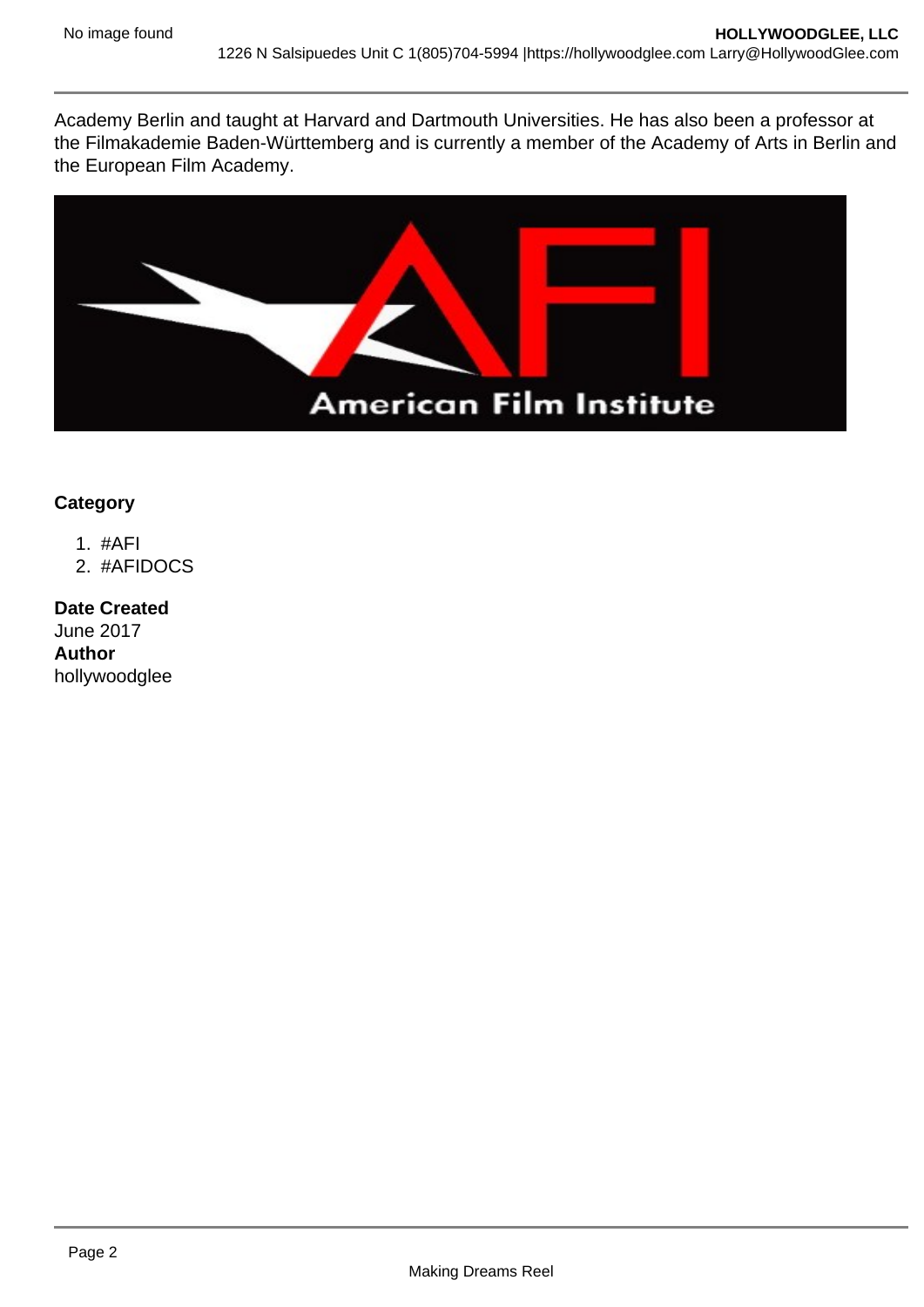Academy Berlin and taught at Harvard and Dartmouth Universities. He has also been a professor at the Filmakademie Baden-Württemberg and is currently a member of the Academy of Arts in Berlin and the European Film Academy.

**Category**

1. #AFI
2. #AFIDOCS

**Date Created**
June 2017
**Author**
hollywoodglee